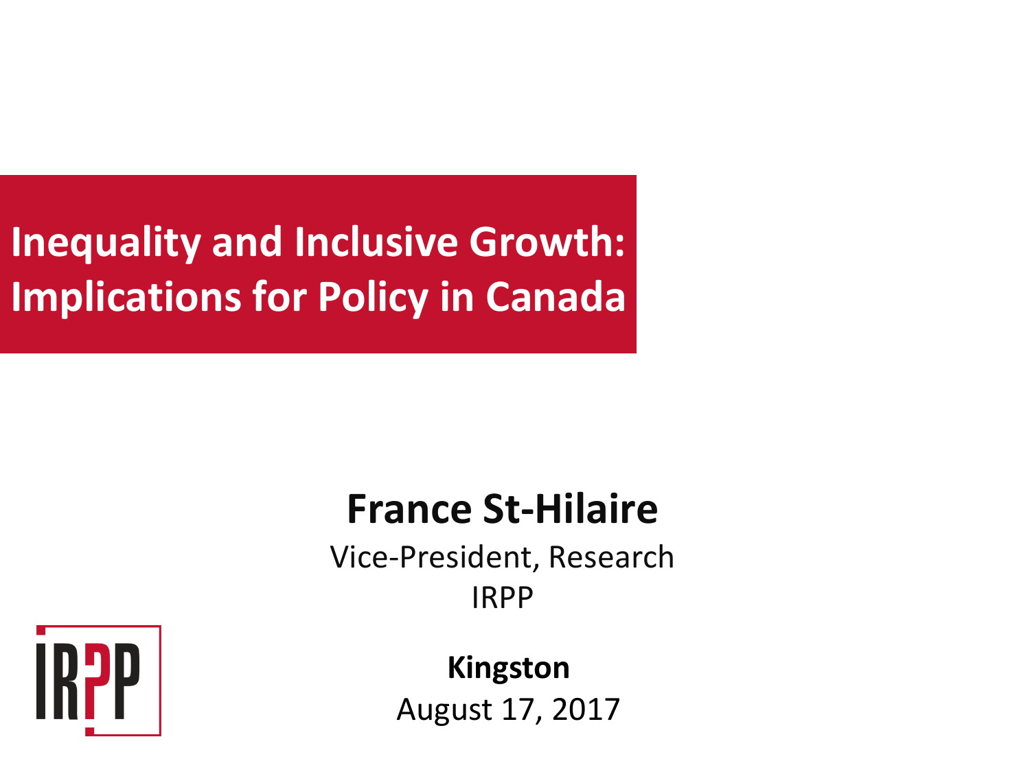# Inequality and Inclusive Growth: Implications for Policy in Canada

**France St-Hilaire**

Vice-President, Research

IRPP

**Kingston**

August 17, 2017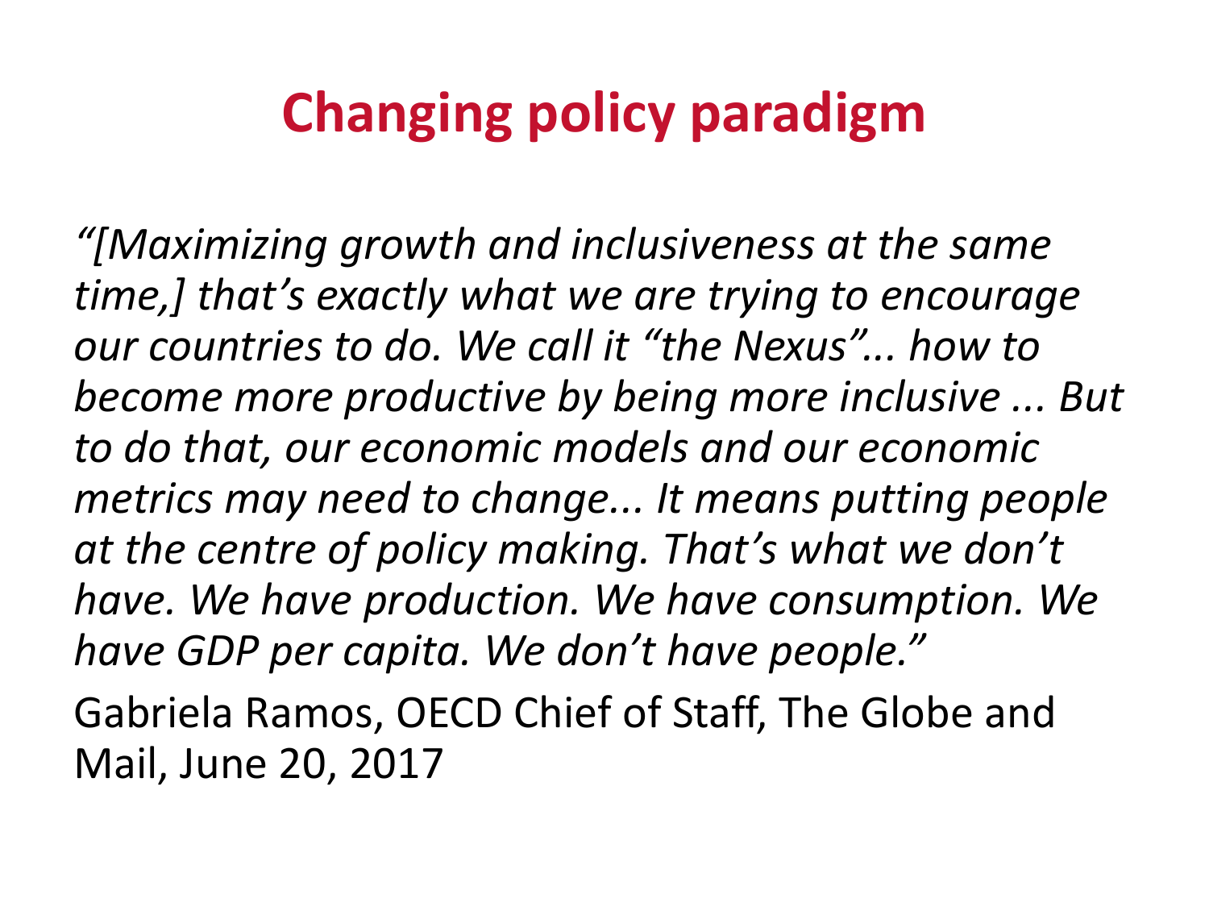# Changing policy paradigm

*“[Maximizing growth and inclusiveness at the same time,] that’s exactly what we are trying to encourage our countries to do. We call it “the Nexus”... how to become more productive by being more inclusive ... But to do that, our economic models and our economic metrics may need to change... It means putting people at the centre of policy making. That’s what we don’t have. We have production. We have consumption. We have GDP per capita. We don’t have people.”*

Gabriela Ramos, OECD Chief of Staff, The Globe and Mail, June 20, 2017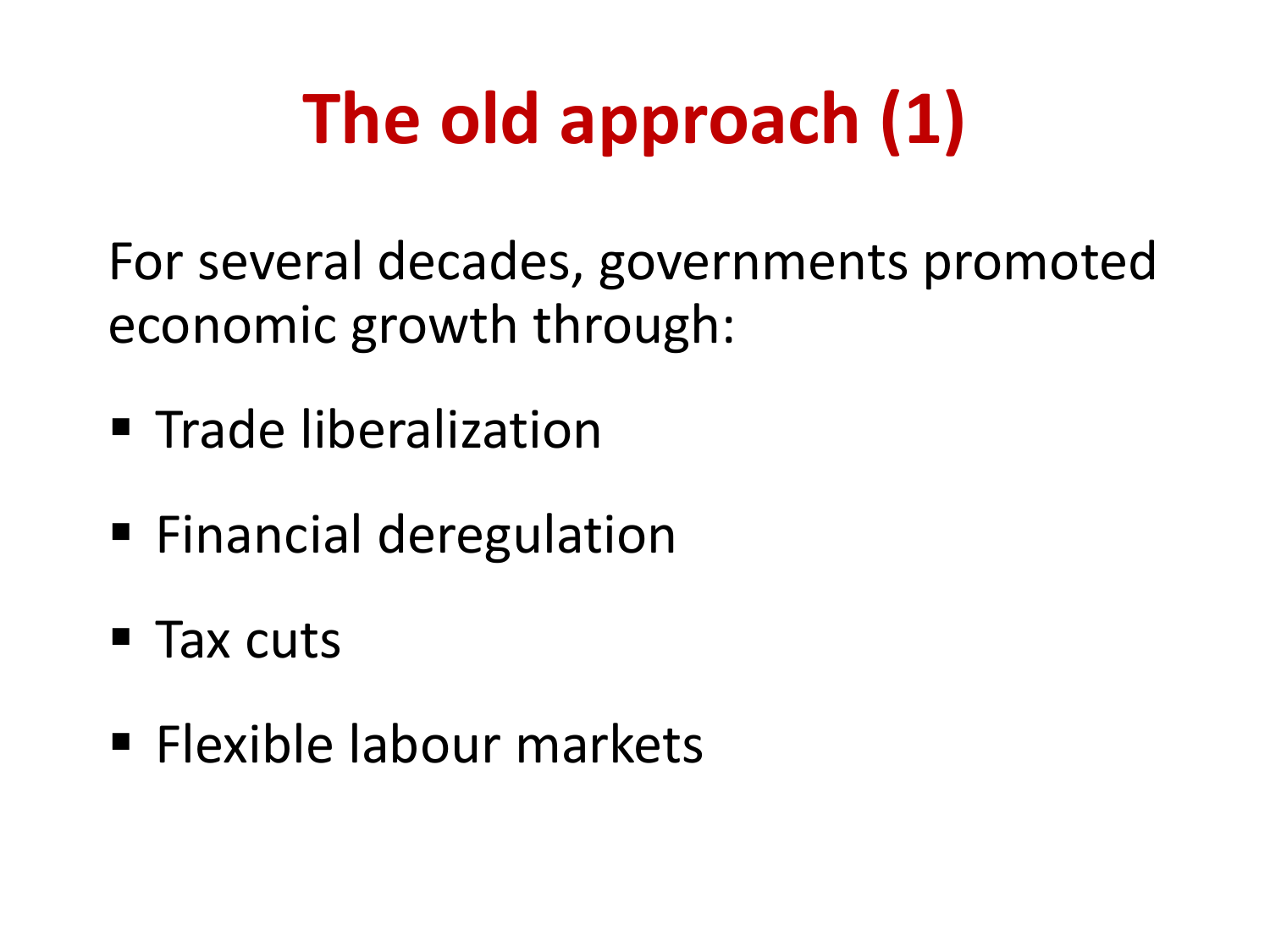# The old approach (1)

For several decades, governments promoted economic growth through:

- Trade liberalization
- Financial deregulation
- Tax cuts
- Flexible labour markets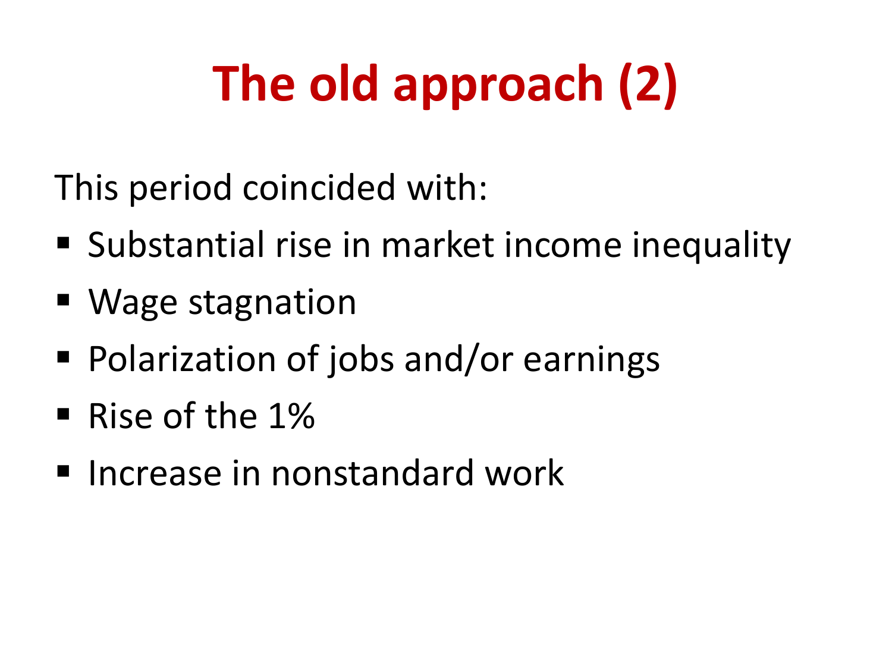# The old approach (2)

This period coincided with:

- Substantial rise in market income inequality
- Wage stagnation
- Polarization of jobs and/or earnings
- Rise of the 1%
- Increase in nonstandard work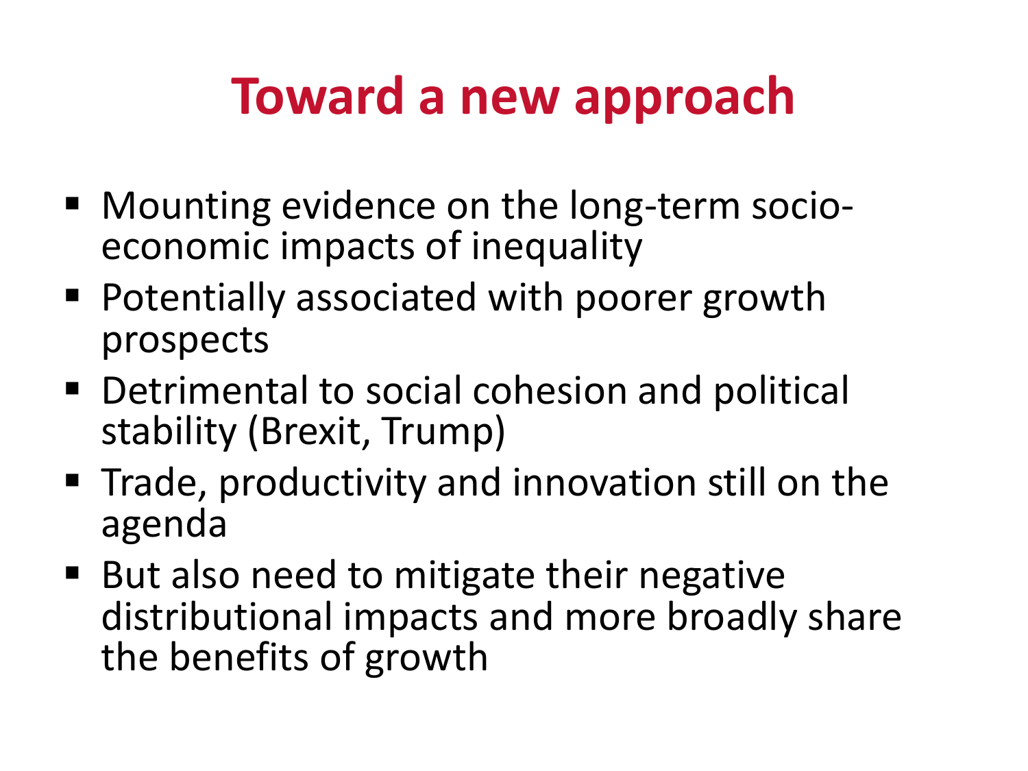# Toward a new approach

- Mounting evidence on the long-term socio-economic impacts of inequality
- Potentially associated with poorer growth prospects
- Detrimental to social cohesion and political stability (Brexit, Trump)
- Trade, productivity and innovation still on the agenda
- But also need to mitigate their negative distributional impacts and more broadly share the benefits of growth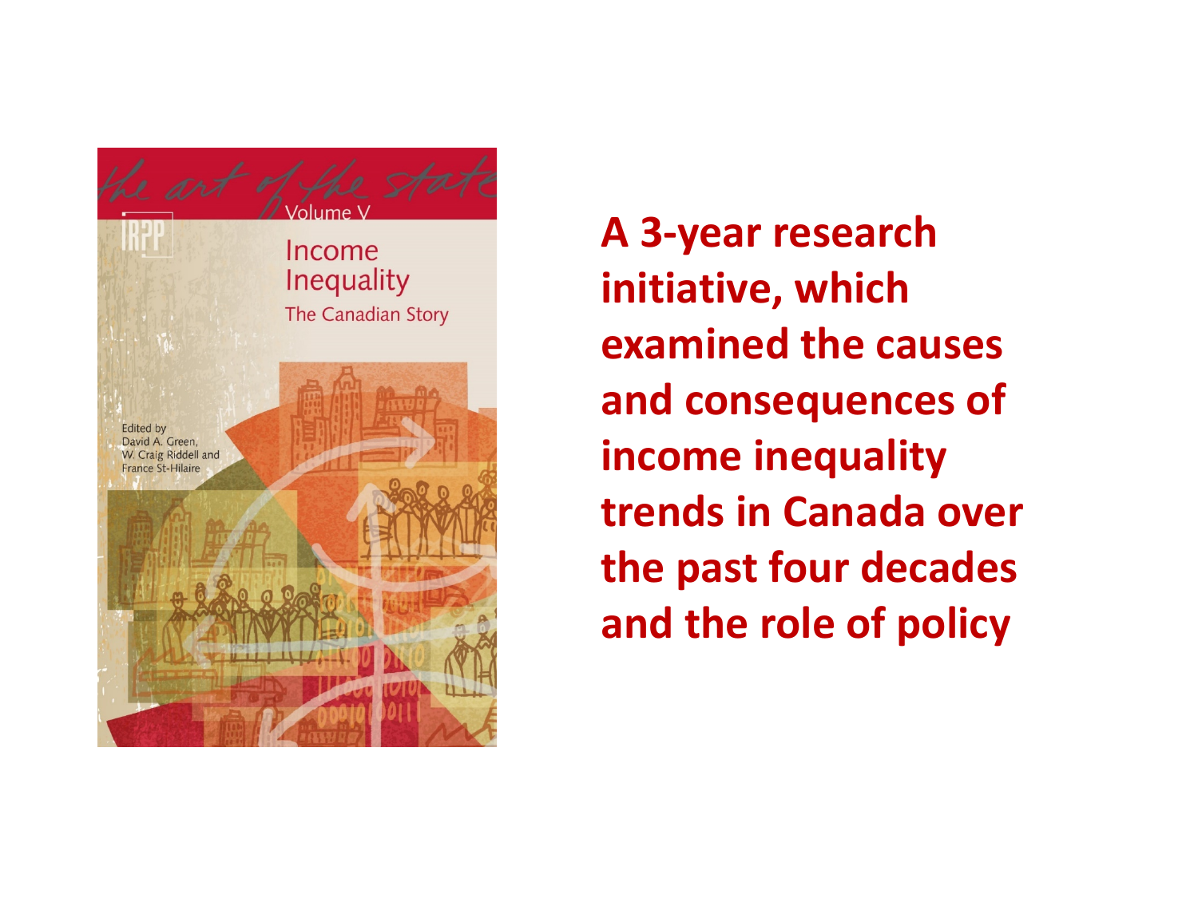the art of the state

Volume V

Income Inequality

The Canadian Story

IRPP

Edited by
David A. Green,
W. Craig Riddell and
France St-Hilaire

**A 3-year research initiative, which examined the causes and consequences of income inequality trends in Canada over the past four decades and the role of policy**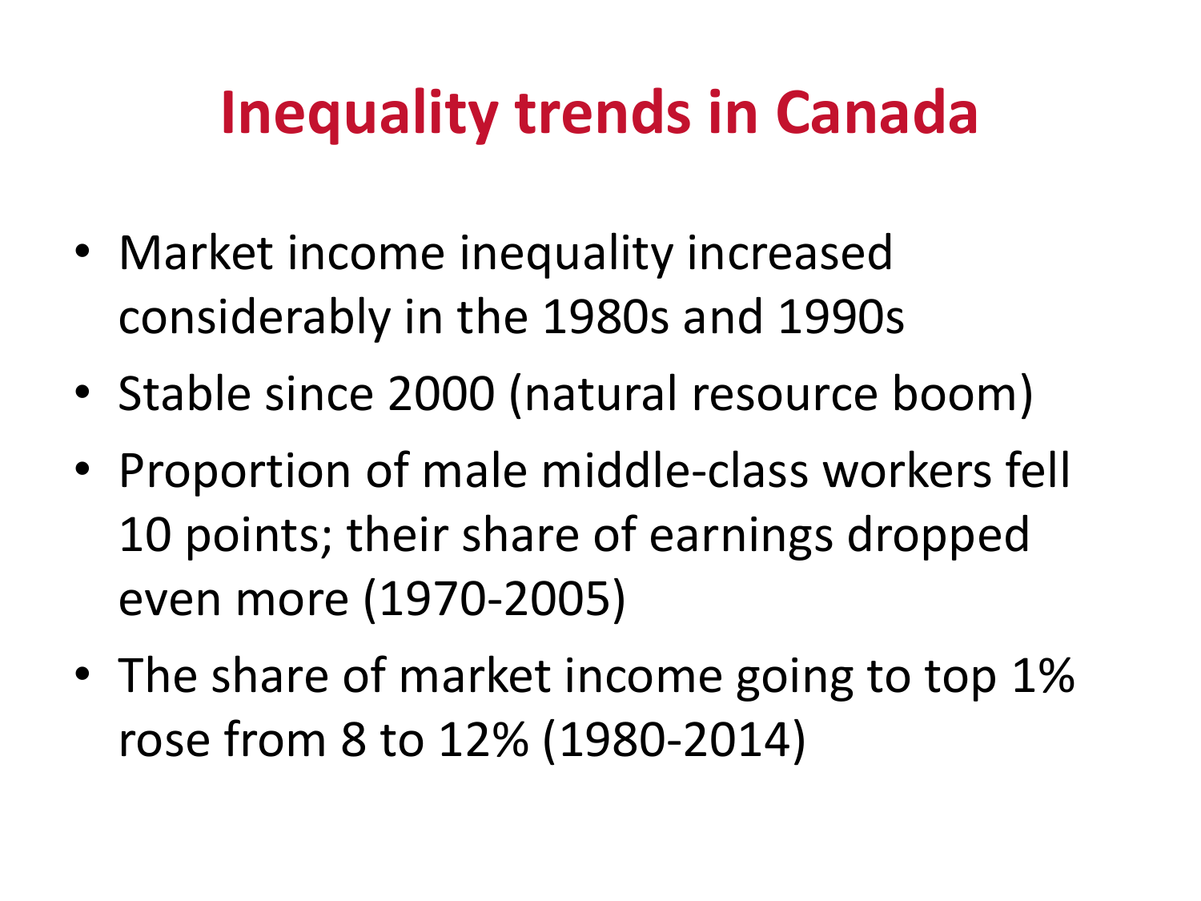# Inequality trends in Canada

- Market income inequality increased considerably in the 1980s and 1990s
- Stable since 2000 (natural resource boom)
- Proportion of male middle-class workers fell 10 points; their share of earnings dropped even more (1970-2005)
- The share of market income going to top 1% rose from 8 to 12% (1980-2014)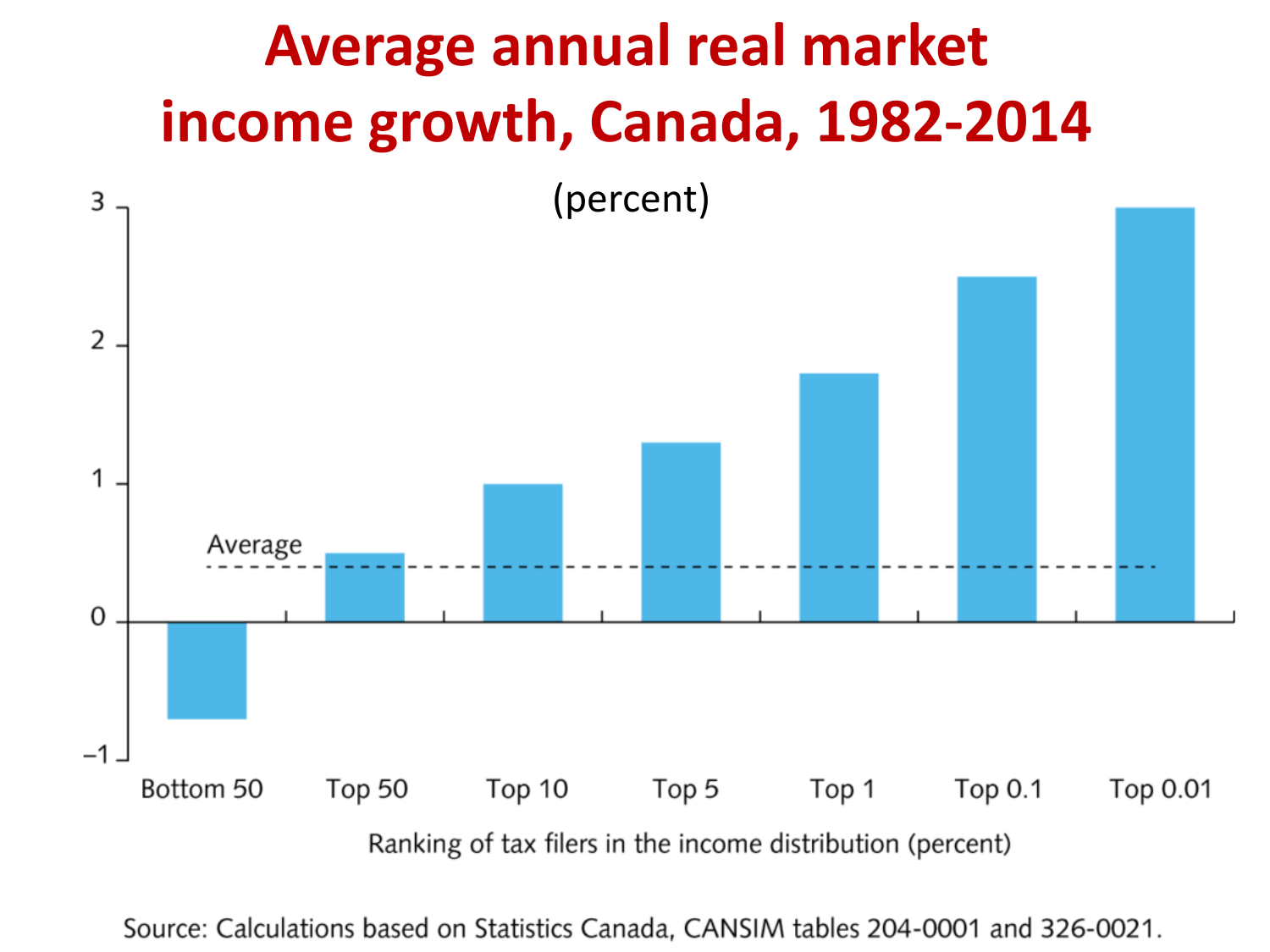# Average annual real market income growth, Canada, 1982-2014

(percent)

| Ranking of tax filers in the income distribution (percent) | Average annual real market income growth (percent) |
|---|---|
| Bottom 50 | -0.7 |
| Top 50 | 0.5 |
| Top 10 | 1.0 |
| Top 5 | 1.3 |
| Top 1 | 1.8 |
| Top 0.1 | 2.5 |
| Top 0.01 | 3.0 |

Average: 0.4

Source: Calculations based on Statistics Canada, CANSIM tables 204-0001 and 326-0021.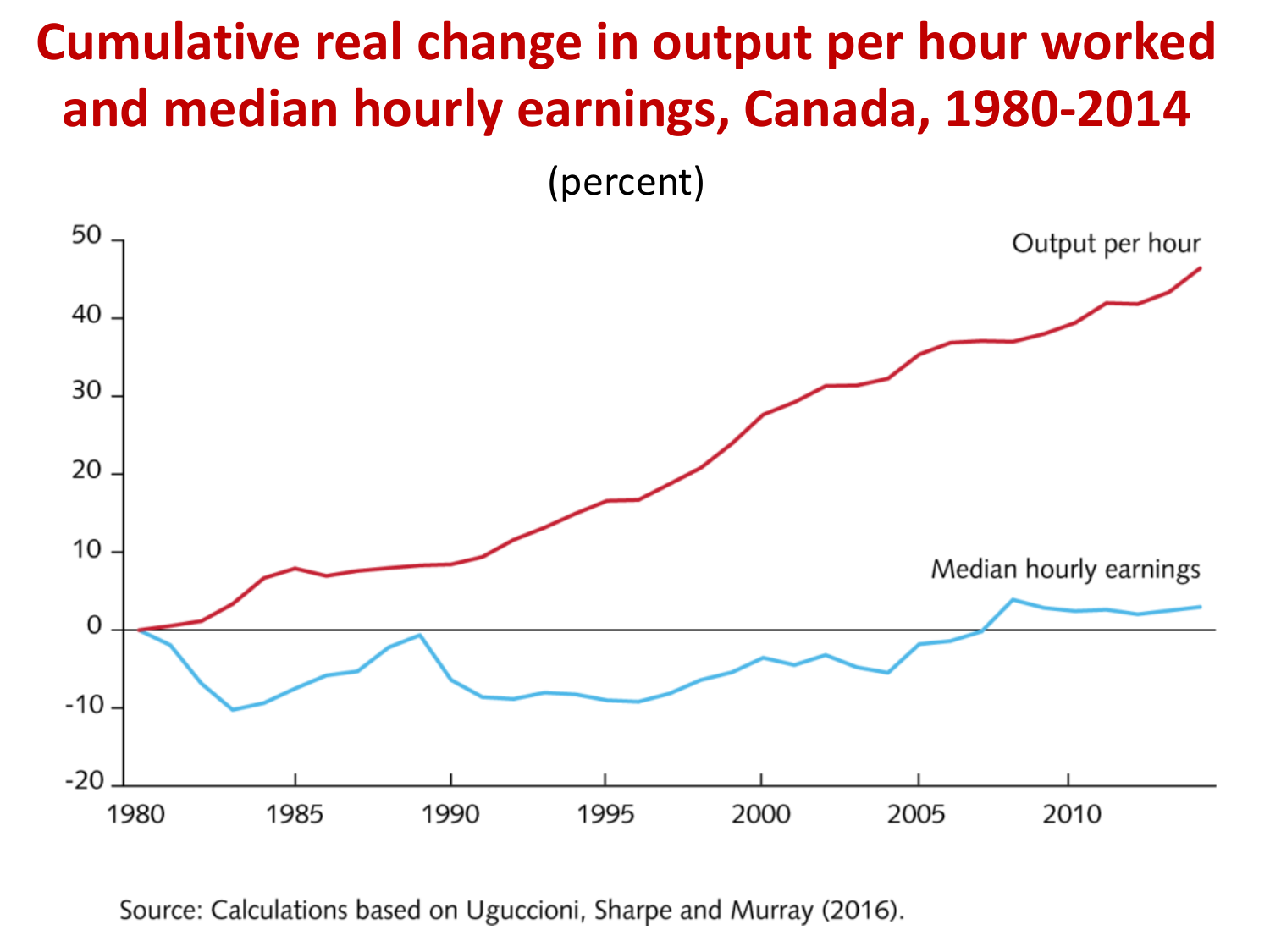# Cumulative real change in output per hour worked and median hourly earnings, Canada, 1980-2014

(percent)

Source: Calculations based on Uguccioni, Sharpe and Murray (2016).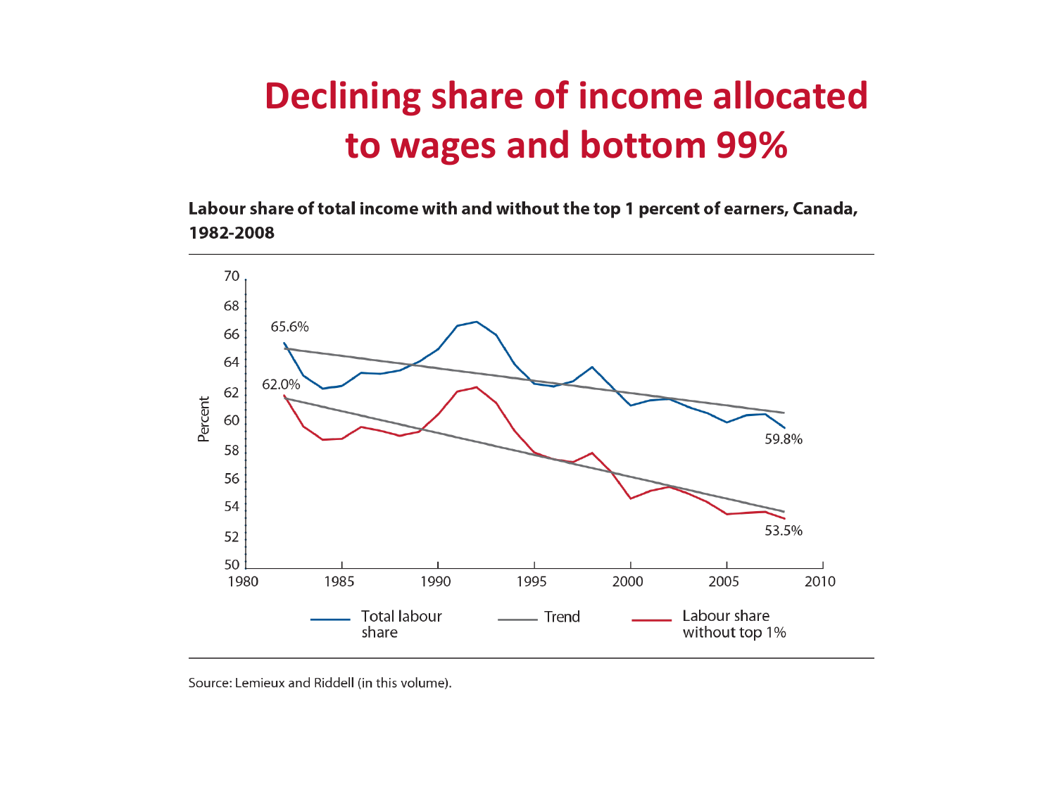# Declining share of income allocated to wages and bottom 99%

**Labour share of total income with and without the top 1 percent of earners, Canada, 1982-2008**

Source: Lemieux and Riddell (in this volume).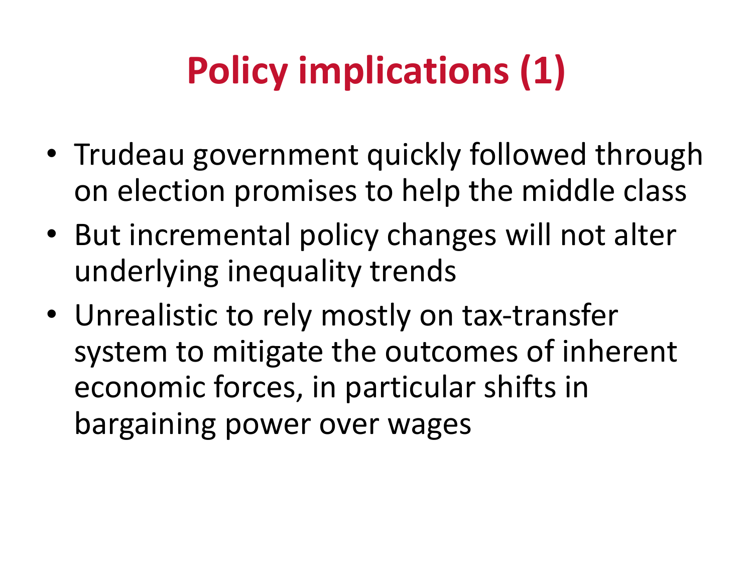# Policy implications (1)

- Trudeau government quickly followed through on election promises to help the middle class
- But incremental policy changes will not alter underlying inequality trends
- Unrealistic to rely mostly on tax-transfer system to mitigate the outcomes of inherent economic forces, in particular shifts in bargaining power over wages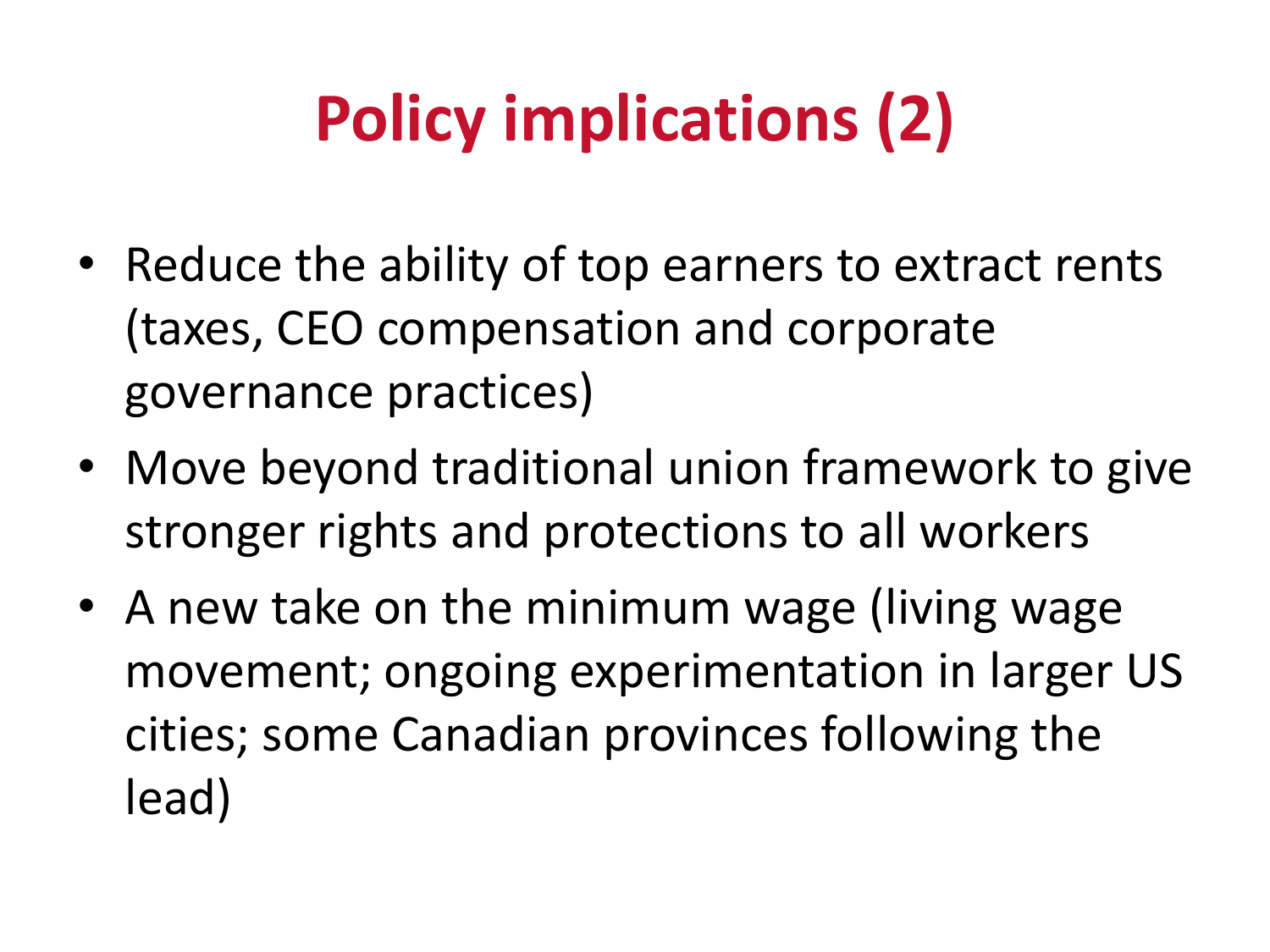# Policy implications (2)

- Reduce the ability of top earners to extract rents (taxes, CEO compensation and corporate governance practices)
- Move beyond traditional union framework to give stronger rights and protections to all workers
- A new take on the minimum wage (living wage movement; ongoing experimentation in larger US cities; some Canadian provinces following the lead)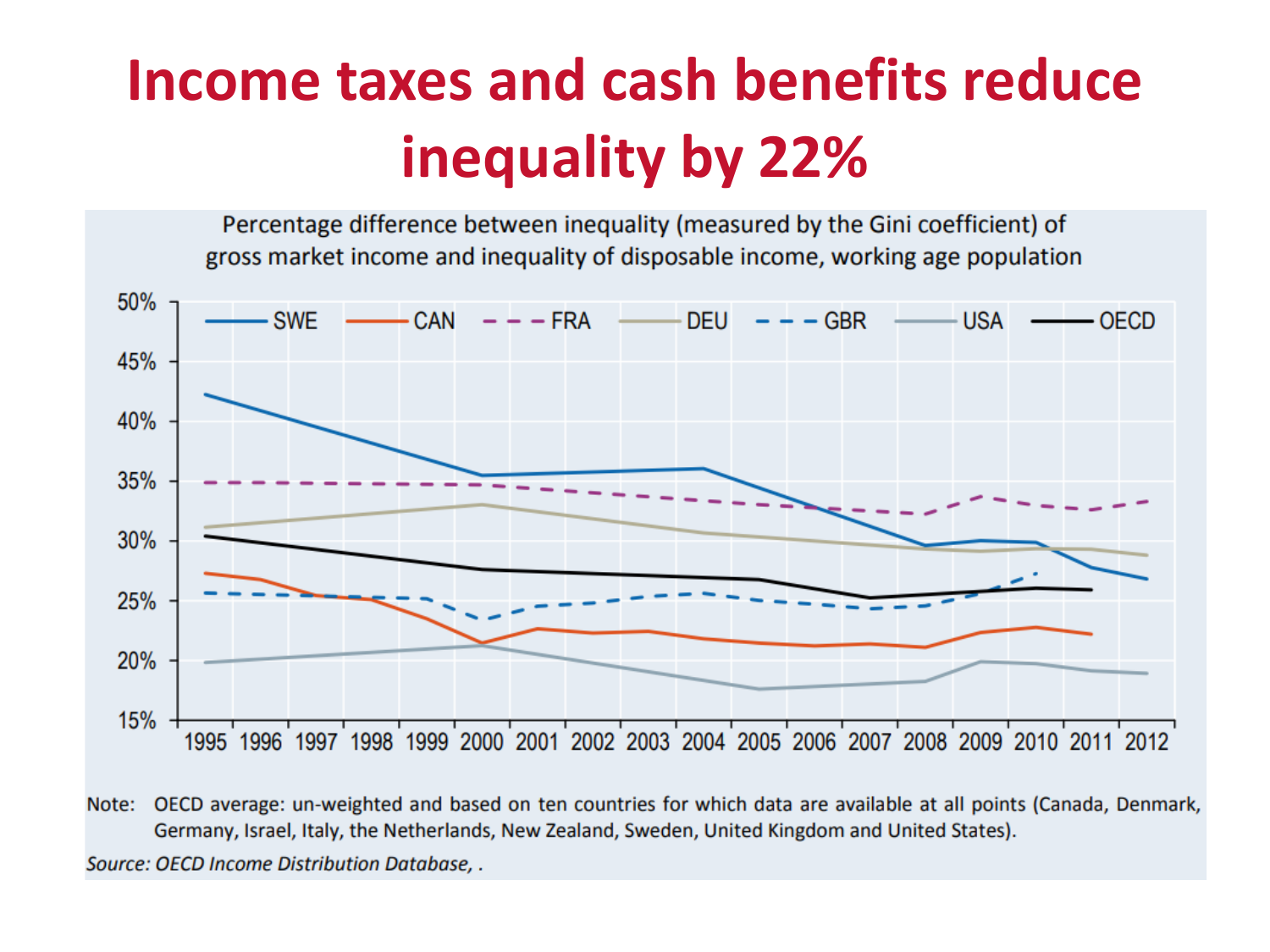# Income taxes and cash benefits reduce inequality by 22%

Percentage difference between inequality (measured by the Gini coefficient) of gross market income and inequality of disposable income, working age population

Note: OECD average: un-weighted and based on ten countries for which data are available at all points (Canada, Denmark, Germany, Israel, Italy, the Netherlands, New Zealand, Sweden, United Kingdom and United States).

*Source: OECD Income Distribution Database, .*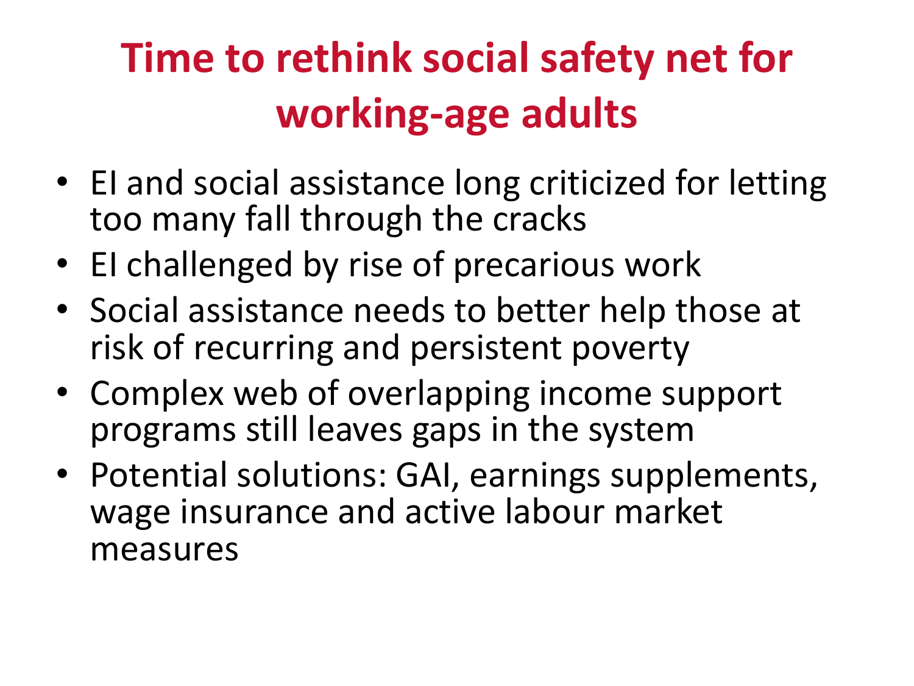# Time to rethink social safety net for working-age adults

- EI and social assistance long criticized for letting too many fall through the cracks
- EI challenged by rise of precarious work
- Social assistance needs to better help those at risk of recurring and persistent poverty
- Complex web of overlapping income support programs still leaves gaps in the system
- Potential solutions: GAI, earnings supplements, wage insurance and active labour market measures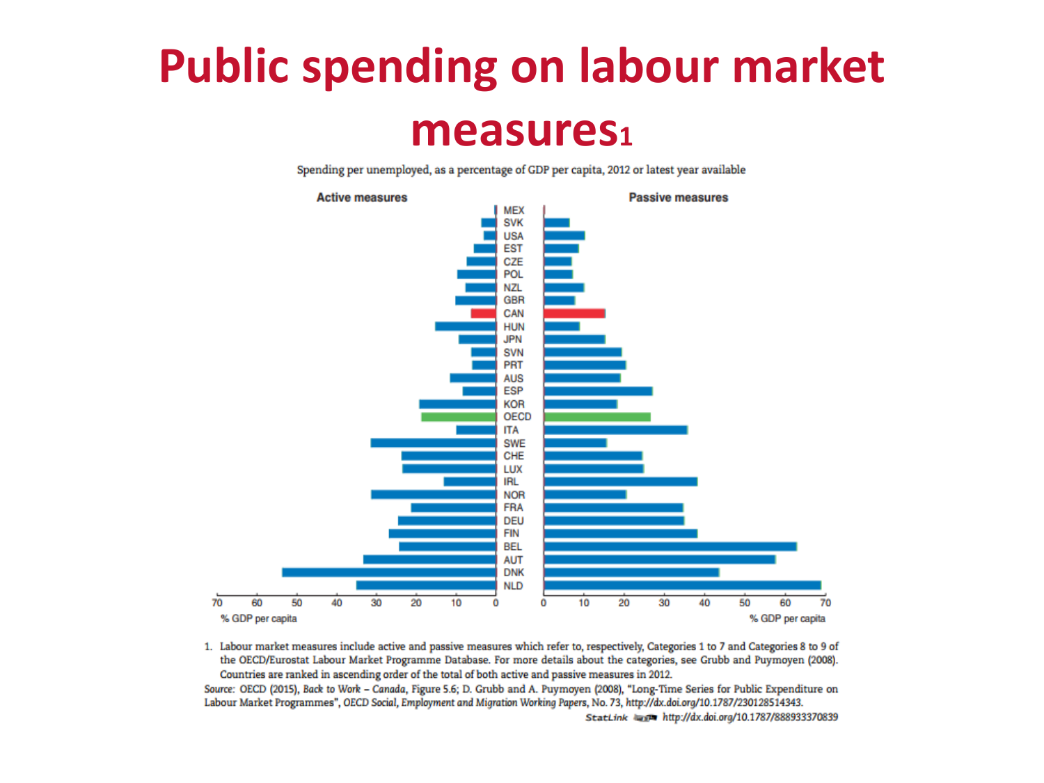# Public spending on labour market measures[1]

Spending per unemployed, as a percentage of GDP per capita, 2012 or latest year available

**Active measures** | **Passive measures**

MEX, SVK, USA, EST, CZE, POL, NZL, GBR, CAN, HUN, JPN, SVN, PRT, AUS, ESP, KOR, OECD, ITA, SWE, CHE, LUX, IRL, NOR, FRA, DEU, FIN, BEL, AUT, DNK, NLD

% GDP per capita — % GDP per capita

1. Labour market measures include active and passive measures which refer to, respectively, Categories 1 to 7 and Categories 8 to 9 of the OECD/Eurostat Labour Market Programme Database. For more details about the categories, see Grubb and Puymoyen (2008). Countries are ranked in ascending order of the total of both active and passive measures in 2012.

*Source:* OECD (2015), *Back to Work – Canada*, Figure 5.6; D. Grubb and A. Puymoyen (2008), "Long-Time Series for Public Expenditure on Labour Market Programmes", *OECD Social, Employment and Migration Working Papers*, No. 73, *http://dx.doi.org/10.1787/230128514343*.

StatLink http://dx.doi.org/10.1787/888933370839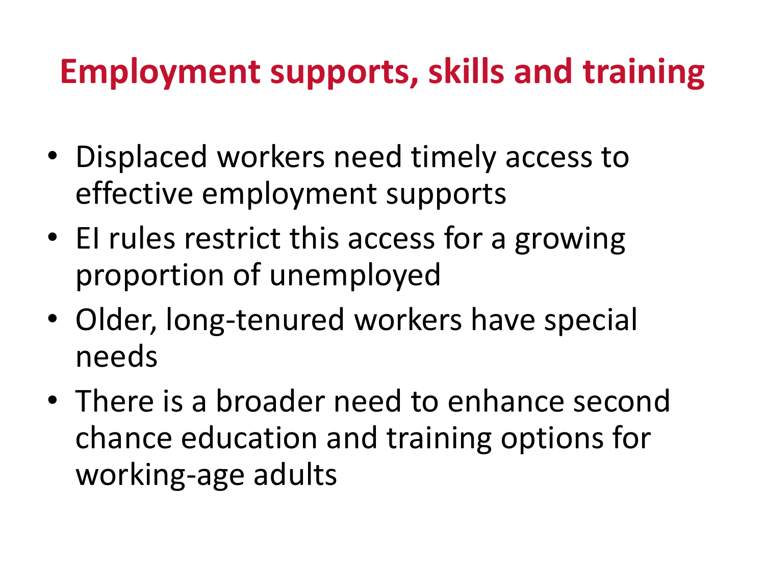# Employment supports, skills and training

- Displaced workers need timely access to effective employment supports
- EI rules restrict this access for a growing proportion of unemployed
- Older, long-tenured workers have special needs
- There is a broader need to enhance second chance education and training options for working-age adults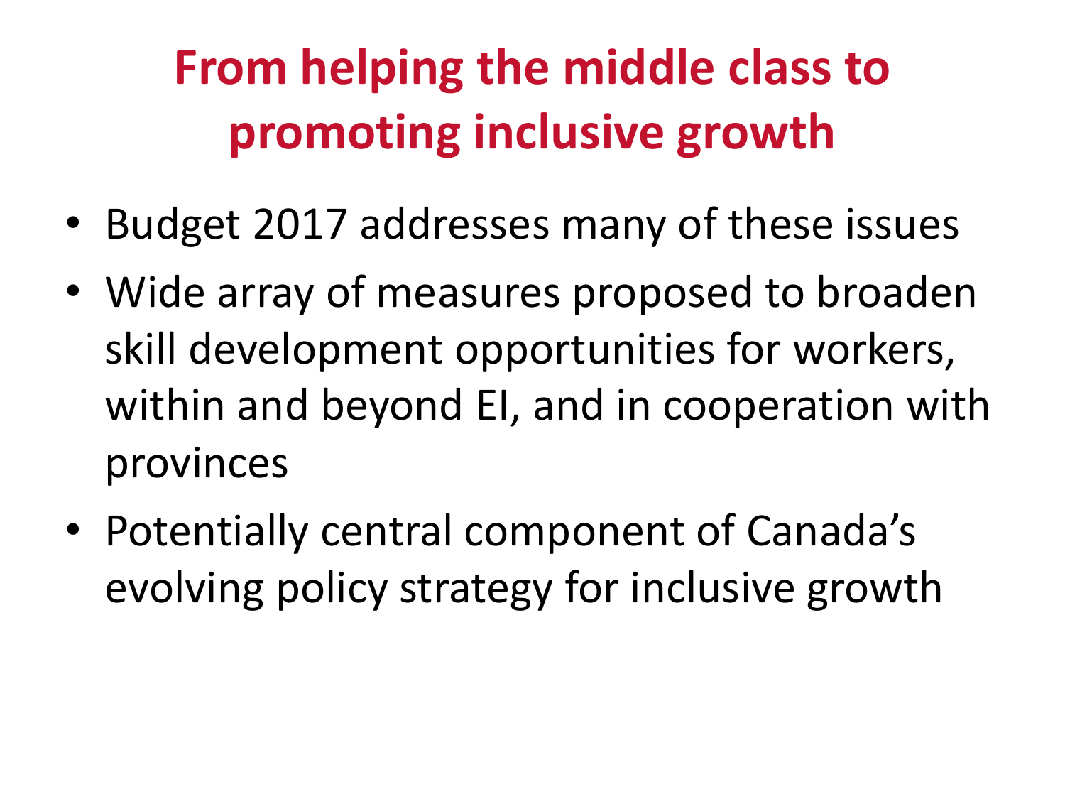# From helping the middle class to promoting inclusive growth

- Budget 2017 addresses many of these issues
- Wide array of measures proposed to broaden skill development opportunities for workers, within and beyond EI, and in cooperation with provinces
- Potentially central component of Canada's evolving policy strategy for inclusive growth